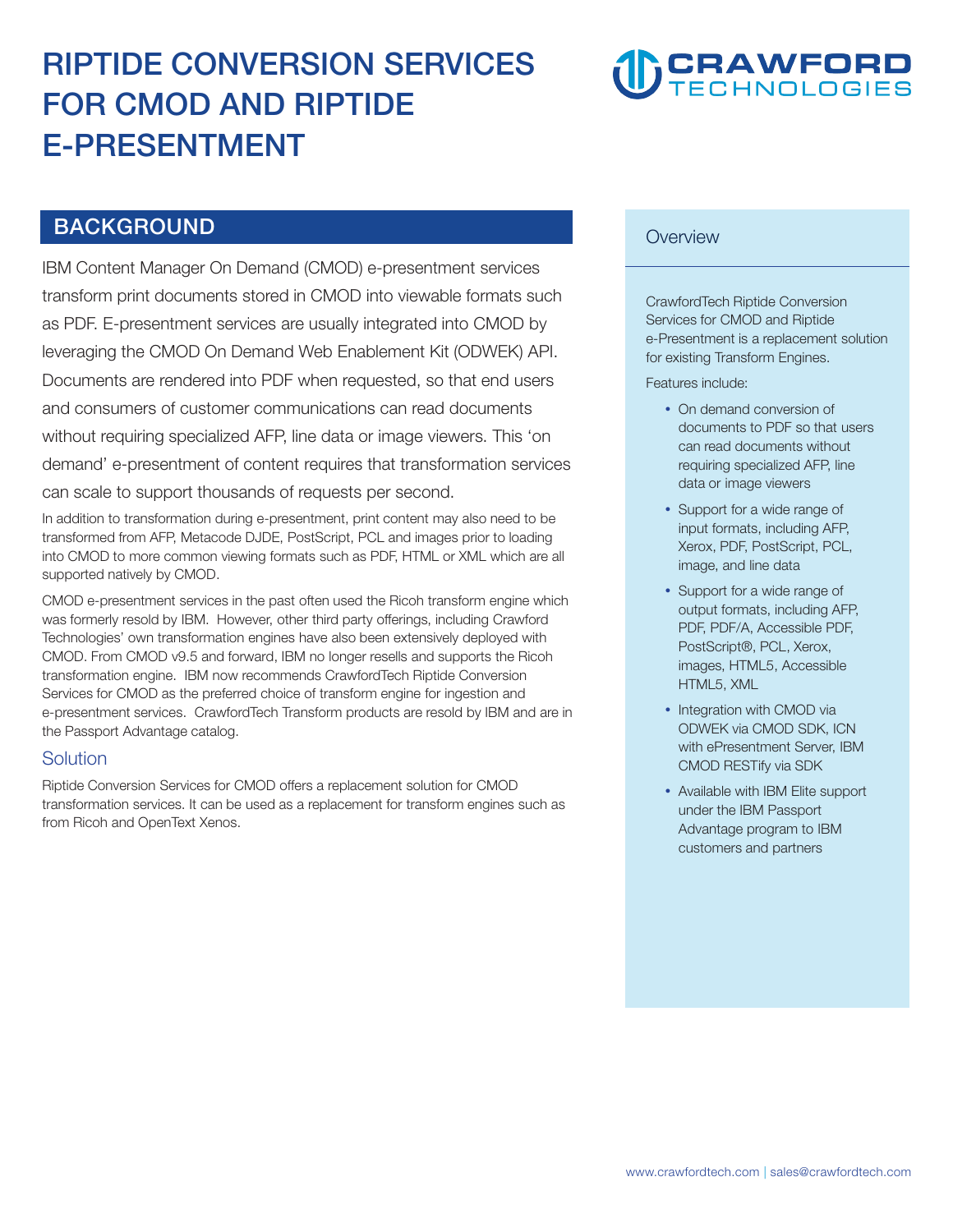# RIPTIDE CONVERSION SERVICES FOR CMOD AND RIPTIDE E-PRESENTMENT

## BACKGROUND

IBM Content Manager On Demand (CMOD) e-presentment services transform print documents stored in CMOD into viewable formats such as PDF. E-presentment services are usually integrated into CMOD by leveraging the CMOD On Demand Web Enablement Kit (ODWEK) API. Documents are rendered into PDF when requested, so that end users and consumers of customer communications can read documents without requiring specialized AFP, line data or image viewers. This 'on demand' e-presentment of content requires that transformation services can scale to support thousands of requests per second.

In addition to transformation during e-presentment, print content may also need to be transformed from AFP, Metacode DJDE, PostScript, PCL and images prior to loading into CMOD to more common viewing formats such as PDF, HTML or XML which are all supported natively by CMOD.

CMOD e-presentment services in the past often used the Ricoh transform engine which was formerly resold by IBM. However, other third party offerings, including Crawford Technologies' own transformation engines have also been extensively deployed with CMOD. From CMOD v9.5 and forward, IBM no longer resells and supports the Ricoh transformation engine. IBM now recommends CrawfordTech Riptide Conversion Services for CMOD as the preferred choice of transform engine for ingestion and e-presentment services. CrawfordTech Transform products are resold by IBM and are in the Passport Advantage catalog.

### Solution

Riptide Conversion Services for CMOD offers a replacement solution for CMOD transformation services. It can be used as a replacement for transform engines such as from Ricoh and OpenText Xenos.

### Overview

CrawfordTech Riptide Conversion Services for CMOD and Riptide e-Presentment is a replacement solution for existing Transform Engines.

Features include:

- On demand conversion of documents to PDF so that users can read documents without requiring specialized AFP, line data or image viewers
- Support for a wide range of input formats, including AFP, Xerox, PDF, PostScript, PCL, image, and line data
- Support for a wide range of output formats, including AFP, PDF, PDF/A, Accessible PDF, PostScript®, PCL, Xerox, images, HTML5, Accessible HTML5, XML
- Integration with CMOD via ODWEK via CMOD SDK, ICN with ePresentment Server, IBM CMOD RESTify via SDK
- Available with IBM Elite support under the IBM Passport Advantage program to IBM customers and partners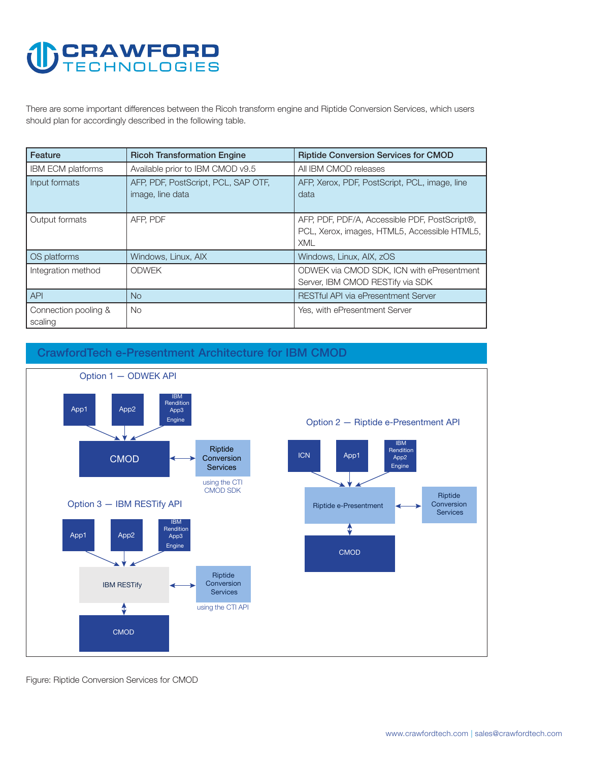There are some important differences between the Ricoh transform engine and Riptide Conversion Services, which users should plan for accordingly described in the following table.

| Feature | Ricoh Transformation Engine | Riptide Conversion Services for CMOD |
|---|---|---|
| IBM ECM platforms | Available prior to IBM CMOD v9.5 | All IBM CMOD releases |
| Input formats | AFP, PDF, PostScript, PCL, SAP OTF, image, line data | AFP, Xerox, PDF, PostScript, PCL, image, line data |
| Output formats | AFP, PDF | AFP, PDF, PDF/A, Accessible PDF, PostScript®, PCL, Xerox, images, HTML5, Accessible HTML5, XML |
| OS platforms | Windows, Linux, AIX | Windows, Linux, AIX, zOS |
| Integration method | ODWEK | ODWEK via CMOD SDK, ICN with ePresentment Server, IBM CMOD RESTify via SDK |
| API | No | RESTful API via ePresentment Server |
| Connection pooling & scaling | No | Yes, with ePresentment Server |

## CrawfordTech e-Presentment Architecture for IBM CMOD

**Option 1 — ODWEK API**

App1, App2, IBM Rendition App3 Engine → CMOD ↔ Riptide Conversion Services (using the CTI CMOD SDK)

**Option 2 — Riptide e-Presentment API**

ICN, App1, IBM Rendition App2 Engine → Riptide e-Presentment ↔ Riptide Conversion Services; Riptide e-Presentment ↔ CMOD

**Option 3 — IBM RESTify API**

App1, App2, IBM Rendition App3 Engine → IBM RESTify ↔ Riptide Conversion Services (using the CTI API); IBM RESTify ↔ CMOD

Figure: Riptide Conversion Services for CMOD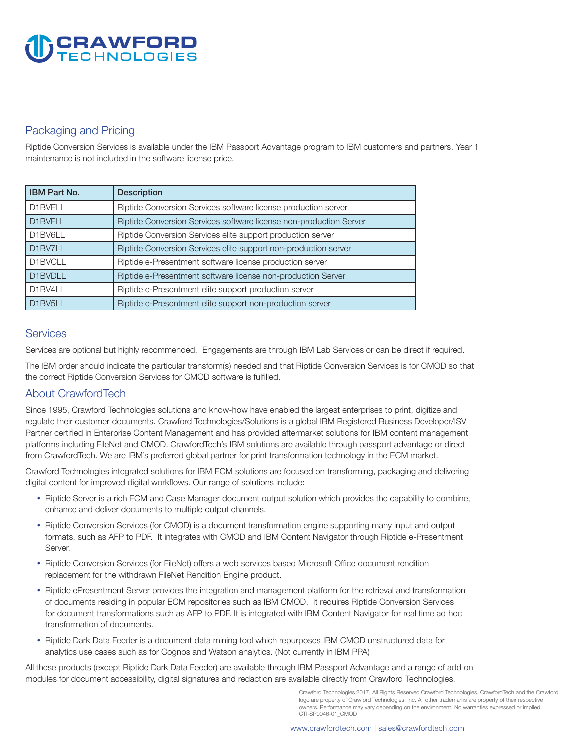## Packaging and Pricing

Riptide Conversion Services is available under the IBM Passport Advantage program to IBM customers and partners. Year 1 maintenance is not included in the software license price.

| IBM Part No. | Description |
|---|---|
| D1BVELL | Riptide Conversion Services software license production server |
| D1BVFLL | Riptide Conversion Services software license non-production Server |
| D1BV6LL | Riptide Conversion Services elite support production server |
| D1BV7LL | Riptide Conversion Services elite support non-production server |
| D1BVCLL | Riptide e-Presentment software license production server |
| D1BVDLL | Riptide e-Presentment software license non-production Server |
| D1BV4LL | Riptide e-Presentment elite support production server |
| D1BV5LL | Riptide e-Presentment elite support non-production server |

## Services

Services are optional but highly recommended. Engagements are through IBM Lab Services or can be direct if required.

The IBM order should indicate the particular transform(s) needed and that Riptide Conversion Services is for CMOD so that the correct Riptide Conversion Services for CMOD software is fulfilled.

## About CrawfordTech

Since 1995, Crawford Technologies solutions and know-how have enabled the largest enterprises to print, digitize and regulate their customer documents. Crawford Technologies/Solutions is a global IBM Registered Business Developer/ISV Partner certified in Enterprise Content Management and has provided aftermarket solutions for IBM content management platforms including FileNet and CMOD. CrawfordTech's IBM solutions are available through passport advantage or direct from CrawfordTech. We are IBM's preferred global partner for print transformation technology in the ECM market.

Crawford Technologies integrated solutions for IBM ECM solutions are focused on transforming, packaging and delivering digital content for improved digital workflows. Our range of solutions include:

- Riptide Server is a rich ECM and Case Manager document output solution which provides the capability to combine, enhance and deliver documents to multiple output channels.
- Riptide Conversion Services (for CMOD) is a document transformation engine supporting many input and output formats, such as AFP to PDF. It integrates with CMOD and IBM Content Navigator through Riptide e-Presentment Server.
- Riptide Conversion Services (for FileNet) offers a web services based Microsoft Office document rendition replacement for the withdrawn FileNet Rendition Engine product.
- Riptide ePresentment Server provides the integration and management platform for the retrieval and transformation of documents residing in popular ECM repositories such as IBM CMOD. It requires Riptide Conversion Services for document transformations such as AFP to PDF. It is integrated with IBM Content Navigator for real time ad hoc transformation of documents.
- Riptide Dark Data Feeder is a document data mining tool which repurposes IBM CMOD unstructured data for analytics use cases such as for Cognos and Watson analytics. (Not currently in IBM PPA)

All these products (except Riptide Dark Data Feeder) are available through IBM Passport Advantage and a range of add on modules for document accessibility, digital signatures and redaction are available directly from Crawford Technologies.

Crawford Technologies 2017, All Rights Reserved Crawford Technologies, CrawfordTech and the Crawford logo are property of Crawford Technologies, Inc. All other trademarks are property of their respective owners. Performance may vary depending on the environment. No warranties expressed or implied. CTI-SP0046-01_CMOD

www.crawfordtech.com | sales@crawfordtech.com